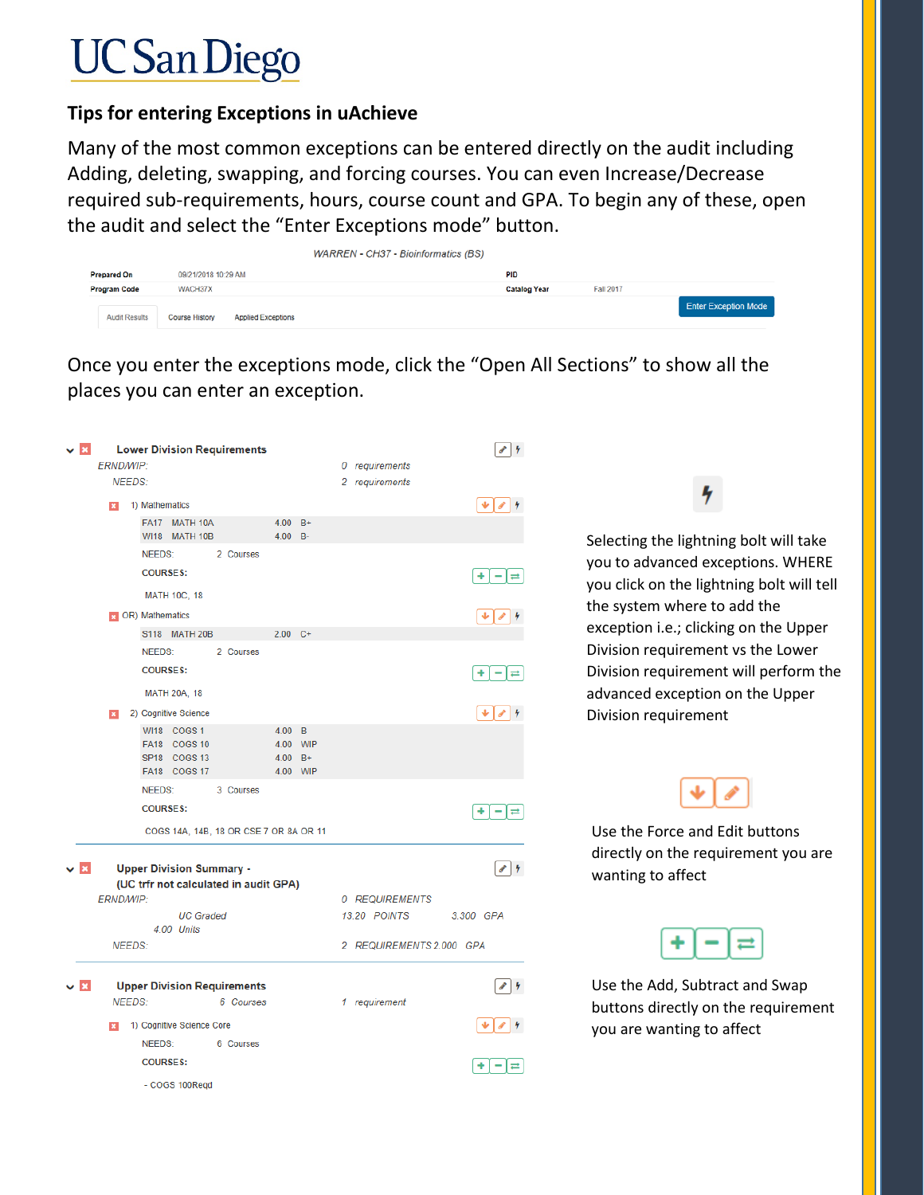# UC San Diego

## Tips for entering Exceptions in uAchieve

Many of the most common exceptions can be entered directly on the audit including Adding, deleting, swapping, and forcing courses. You can even Increase/Decrease required sub-requirements, hours, course count and GPA. To begin any of these, open the audit and select the "Enter Exceptions mode" button.

*WARREN - CH37 - Bioinformatics (BS)*

| | | | |
|---|---|---|---|
| **Prepared On** | 09/21/2018 10:29 AM | **PID** | |
| **Program Code** | WACH37X | **Catalog Year** | Fall 2017 |

Audit Results | Course History | Applied Exceptions | Enter Exception Mode

Once you enter the exceptions mode, click the "Open All Sections" to show all the places you can enter an exception.

**Lower Division Requirements**

*ERND/WIP:* 0 *requirements*
*NEEDS:* 2 *requirements*

1) Mathematics

| | | | |
|---|---|---|---|
| FA17 | MATH 10A | 4.00 | B+ |
| WI18 | MATH 10B | 4.00 | B- |

NEEDS: 2 Courses
COURSES:
MATH 10C, 18

OR) Mathematics

| | | | |
|---|---|---|---|
| S118 | MATH 20B | 2.00 | C+ |

NEEDS: 2 Courses
COURSES:
MATH 20A, 18

2) Cognitive Science

| | | | |
|---|---|---|---|
| WI18 | COGS 1 | 4.00 | B |
| FA18 | COGS 10 | 4.00 | WIP |
| SP18 | COGS 13 | 4.00 | B+ |
| FA18 | COGS 17 | 4.00 | WIP |

NEEDS: 3 Courses
COURSES:
COGS 14A, 14B, 18 OR CSE 7 OR 8A OR 11

**Upper Division Summary - (UC trfr not calculated in audit GPA)**

*ERND/WIP:* 0 *REQUIREMENTS*
*UC Graded* 13.20 *POINTS* 3.300 *GPA*
4.00 *Units*
*NEEDS:* 2 *REQUIREMENTS* 2.000 *GPA*

**Upper Division Requirements**

*NEEDS:* 6 *Courses* 1 *requirement*

1) Cognitive Science Core

NEEDS: 6 Courses
COURSES:
- COGS 100Reqd

Selecting the lightning bolt will take you to advanced exceptions. WHERE you click on the lightning bolt will tell the system where to add the exception i.e.; clicking on the Upper Division requirement vs the Lower Division requirement will perform the advanced exception on the Upper Division requirement

Use the Force and Edit buttons directly on the requirement you are wanting to affect

Use the Add, Subtract and Swap buttons directly on the requirement you are wanting to affect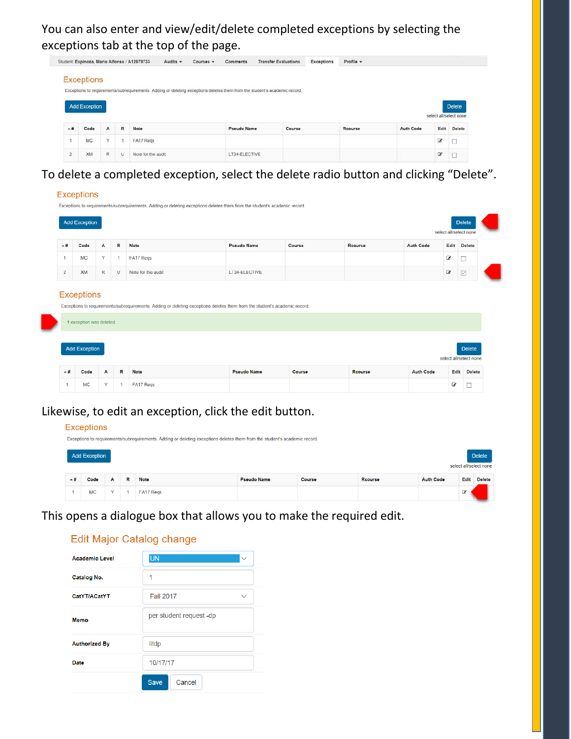You can also enter and view/edit/delete completed exceptions by selecting the exceptions tab at the top of the page.

Student: Espinoza, Mario Alfonso / A12679733 | Audits ▾ | Courses ▾ | Comments | Transfer Evaluations | Exceptions | Profile ▾

## Exceptions

Exceptions to requirements/subrequirements. Adding or deleting exceptions deletes them from the student's academic record.

Add Exception | Delete

select all/select none

| # | Code | A | R | Note | Pseudo Name | Course | Rcourse | Auth Code | Edit | Delete |
|---|---|---|---|---|---|---|---|---|---|---|
| 1 | MC | Y | 1 | FA17 Reqs | | | | | ✎ | ☐ |
| 2 | XM | R | U | Note for the audit | LT34-ELECTIVE | | | | ✎ | ☐ |

To delete a completed exception, select the delete radio button and clicking “Delete”.

## Exceptions

Exceptions to requirements/subrequirements. Adding or deleting exceptions deletes them from the student's academic record.

Add Exception | Delete

select all/select none

| # | Code | A | R | Note | Pseudo Name | Course | Rcourse | Auth Code | Edit | Delete |
|---|---|---|---|---|---|---|---|---|---|---|
| 1 | MC | Y | 1 | FA17 Reqs | | | | | ✎ | ☐ |
| 2 | XM | R | U | Note for the audit | LT34-ELECTIVE | | | | ✎ | ☑ |

## Exceptions

Exceptions to requirements/subrequirements. Adding or deleting exceptions deletes them from the student's academic record.

1 exception was deleted.

Add Exception | Delete

select all/select none

| # | Code | A | R | Note | Pseudo Name | Course | Rcourse | Auth Code | Edit | Delete |
|---|---|---|---|---|---|---|---|---|---|---|
| 1 | MC | Y | 1 | FA17 Reqs | | | | | ✎ | ☐ |

Likewise, to edit an exception, click the edit button.

## Exceptions

Exceptions to requirements/subrequirements. Adding or deleting exceptions deletes them from the student's academic record.

Add Exception | Delete

select all/select none

| # | Code | A | R | Note | Pseudo Name | Course | Rcourse | Auth Code | Edit | Delete |
|---|---|---|---|---|---|---|---|---|---|---|
| 1 | MC | Y | 1 | FA17 Reqs | | | | | ✎ | |

This opens a dialogue box that allows you to make the required edit.

## Edit Major Catalog change

| | |
|---|---|
| Academic Level | UN |
| Catalog No. | 1 |
| CatYT/ACatYT | Fall 2017 |
| Memo | per student request -dp |
| Authorized By | litdp |
| Date | 10/17/17 |

Save | Cancel